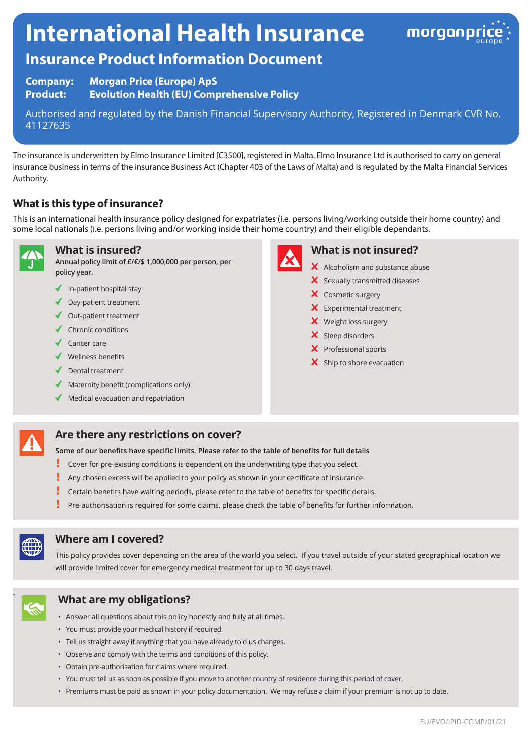# International Health Insurance

## Insurance Product Information Document

**Company:** Morgan Price (Europe) ApS
**Product:** Evolution Health (EU) Comprehensive Policy

Authorised and regulated by the Danish Financial Supervisory Authority, Registered in Denmark CVR No. 41127635

The insurance is underwritten by Elmo Insurance Limited [C3500], registered in Malta. Elmo Insurance Ltd is authorised to carry on general insurance business in terms of the insurance Business Act (Chapter 403 of the Laws of Malta) and is regulated by the Malta Financial Services Authority.

### What is this type of insurance?

This is an international health insurance policy designed for expatriates (i.e. persons living/working outside their home country) and some local nationals (i.e. persons living and/or working inside their home country) and their eligible dependants.

### What is insured?

**Annual policy limit of £/€/$ 1,000,000 per person, per policy year.**

- ✓ In-patient hospital stay
- ✓ Day-patient treatment
- ✓ Out-patient treatment
- ✓ Chronic conditions
- ✓ Cancer care
- ✓ Wellness benefits
- ✓ Dental treatment
- ✓ Maternity benefit (complications only)
- ✓ Medical evacuation and repatriation

### What is not insured?

- ✗ Alcoholism and substance abuse
- ✗ Sexually transmitted diseases
- ✗ Cosmetic surgery
- ✗ Experimental treatment
- ✗ Weight loss surgery
- ✗ Sleep disorders
- ✗ Professional sports
- ✗ Ship to shore evacuation

### Are there any restrictions on cover?

**Some of our benefits have specific limits. Please refer to the table of benefits for full details**

- ! Cover for pre-existing conditions is dependent on the underwriting type that you select.
- ! Any chosen excess will be applied to your policy as shown in your certificate of insurance.
- ! Certain benefits have waiting periods, please refer to the table of benefits for specific details.
- ! Pre-authorisation is required for some claims, please check the table of benefits for further information.

### Where am I covered?

This policy provides cover depending on the area of the world you select. If you travel outside of your stated geographical location we will provide limited cover for emergency medical treatment for up to 30 days travel.

### What are my obligations?

- Answer all questions about this policy honestly and fully at all times.
- You must provide your medical history if required.
- Tell us straight away if anything that you have already told us changes.
- Observe and comply with the terms and conditions of this policy.
- Obtain pre-authorisation for claims where required.
- You must tell us as soon as possible if you move to another country of residence during this period of cover.
- Premiums must be paid as shown in your policy documentation. We may refuse a claim if your premium is not up to date.

EU/EVO/IPID-COMP/01/21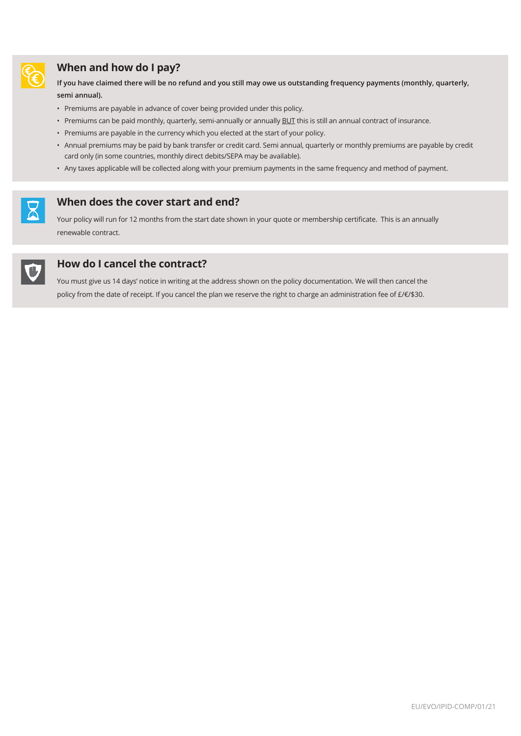## When and how do I pay?

**If you have claimed there will be no refund and you still may owe us outstanding frequency payments (monthly, quarterly, semi annual).**

- Premiums are payable in advance of cover being provided under this policy.
- Premiums can be paid monthly, quarterly, semi-annually or annually BUT this is still an annual contract of insurance.
- Premiums are payable in the currency which you elected at the start of your policy.
- Annual premiums may be paid by bank transfer or credit card. Semi annual, quarterly or monthly premiums are payable by credit card only (in some countries, monthly direct debits/SEPA may be available).
- Any taxes applicable will be collected along with your premium payments in the same frequency and method of payment.

## When does the cover start and end?

Your policy will run for 12 months from the start date shown in your quote or membership certificate. This is an annually renewable contract.

## How do I cancel the contract?

You must give us 14 days' notice in writing at the address shown on the policy documentation. We will then cancel the policy from the date of receipt. If you cancel the plan we reserve the right to charge an administration fee of £/€/$30.

EU/EVO/IPID-COMP/01/21